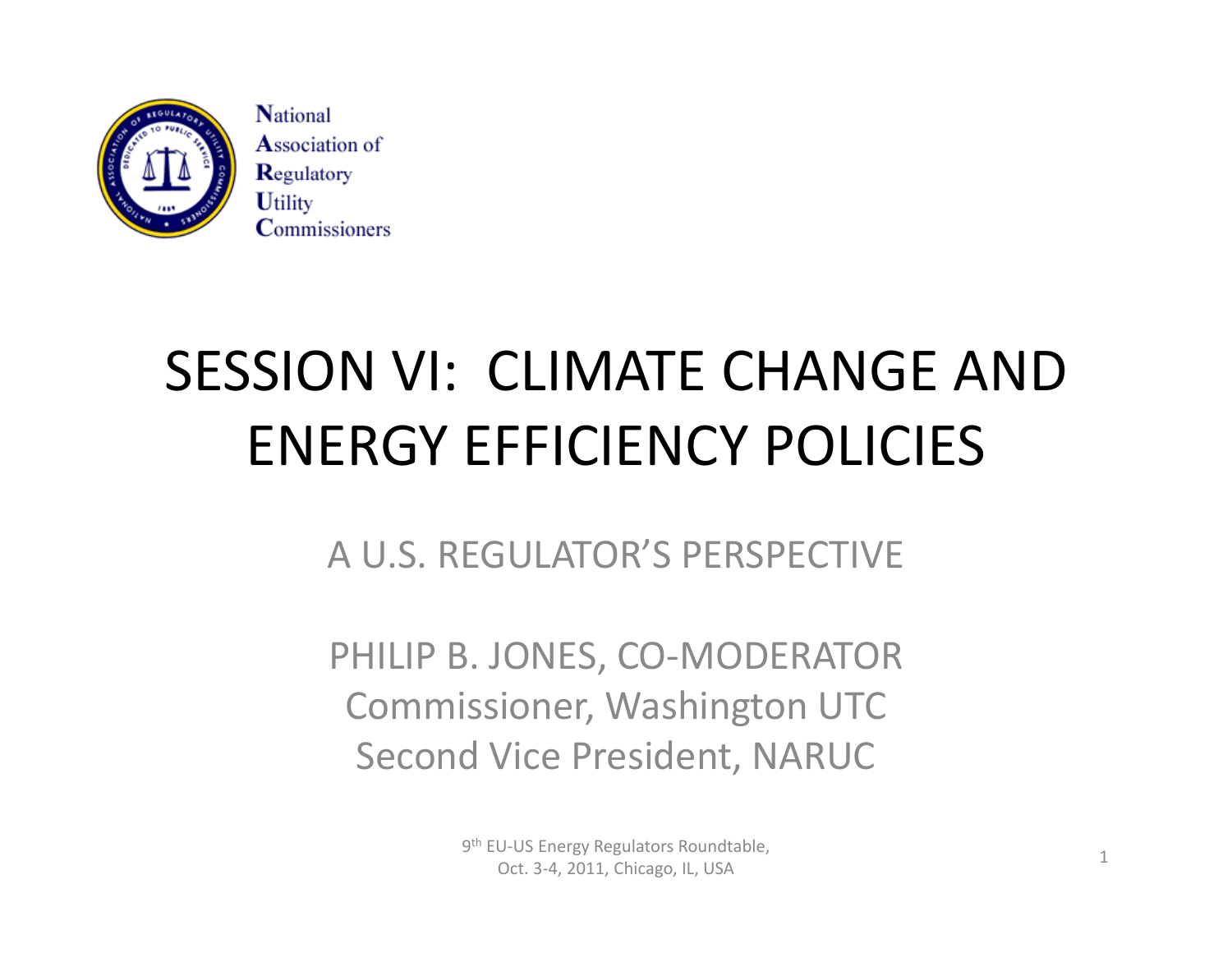National
Association of
Regulatory
Utility
Commissioners

# SESSION VI: CLIMATE CHANGE AND ENERGY EFFICIENCY POLICIES

## A U.S. REGULATOR'S PERSPECTIVE

PHILIP B. JONES, CO-MODERATOR
Commissioner, Washington UTC
Second Vice President, NARUC

9th EU-US Energy Regulators Roundtable,
Oct. 3-4, 2011, Chicago, IL, USA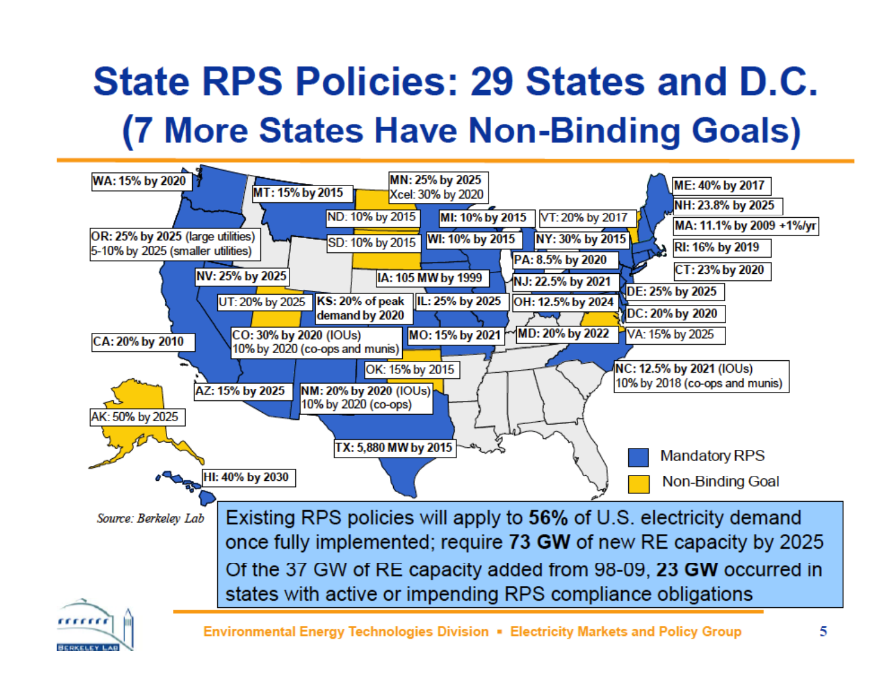# State RPS Policies: 29 States and D.C.

## (7 More States Have Non-Binding Goals)

- WA: 15% by 2020
- OR: 25% by 2025 (large utilities); 5-10% by 2025 (smaller utilities)
- CA: 20% by 2010
- AK: 50% by 2025
- HI: 40% by 2030
- MT: 15% by 2015
- NV: 25% by 2025
- UT: 20% by 2025
- AZ: 15% by 2025
- CO: 30% by 2020 (IOUs); 10% by 2020 (co-ops and munis)
- NM: 20% by 2020 (IOUs); 10% by 2020 (co-ops)
- ND: 10% by 2015
- SD: 10% by 2015
- MN: 25% by 2025; Xcel: 30% by 2020
- IA: 105 MW by 1999
- KS: 20% of peak demand by 2020
- OK: 15% by 2015
- TX: 5,880 MW by 2015
- MO: 15% by 2021
- IL: 25% by 2025
- WI: 10% by 2015
- MI: 10% by 2015
- OH: 12.5% by 2024
- PA: 8.5% by 2020
- NY: 30% by 2015
- VT: 20% by 2017
- ME: 40% by 2017
- NH: 23.8% by 2025
- MA: 11.1% by 2009 +1%/yr
- RI: 16% by 2019
- CT: 23% by 2020
- NJ: 22.5% by 2021
- DE: 25% by 2025
- DC: 20% by 2020
- MD: 20% by 2022
- VA: 15% by 2025
- NC: 12.5% by 2021 (IOUs); 10% by 2018 (co-ops and munis)

Legend: Mandatory RPS; Non-Binding Goal

*Source: Berkeley Lab*

Existing RPS policies will apply to **56%** of U.S. electricity demand once fully implemented; require **73 GW** of new RE capacity by 2025

Of the 37 GW of RE capacity added from 98-09, **23 GW** occurred in states with active or impending RPS compliance obligations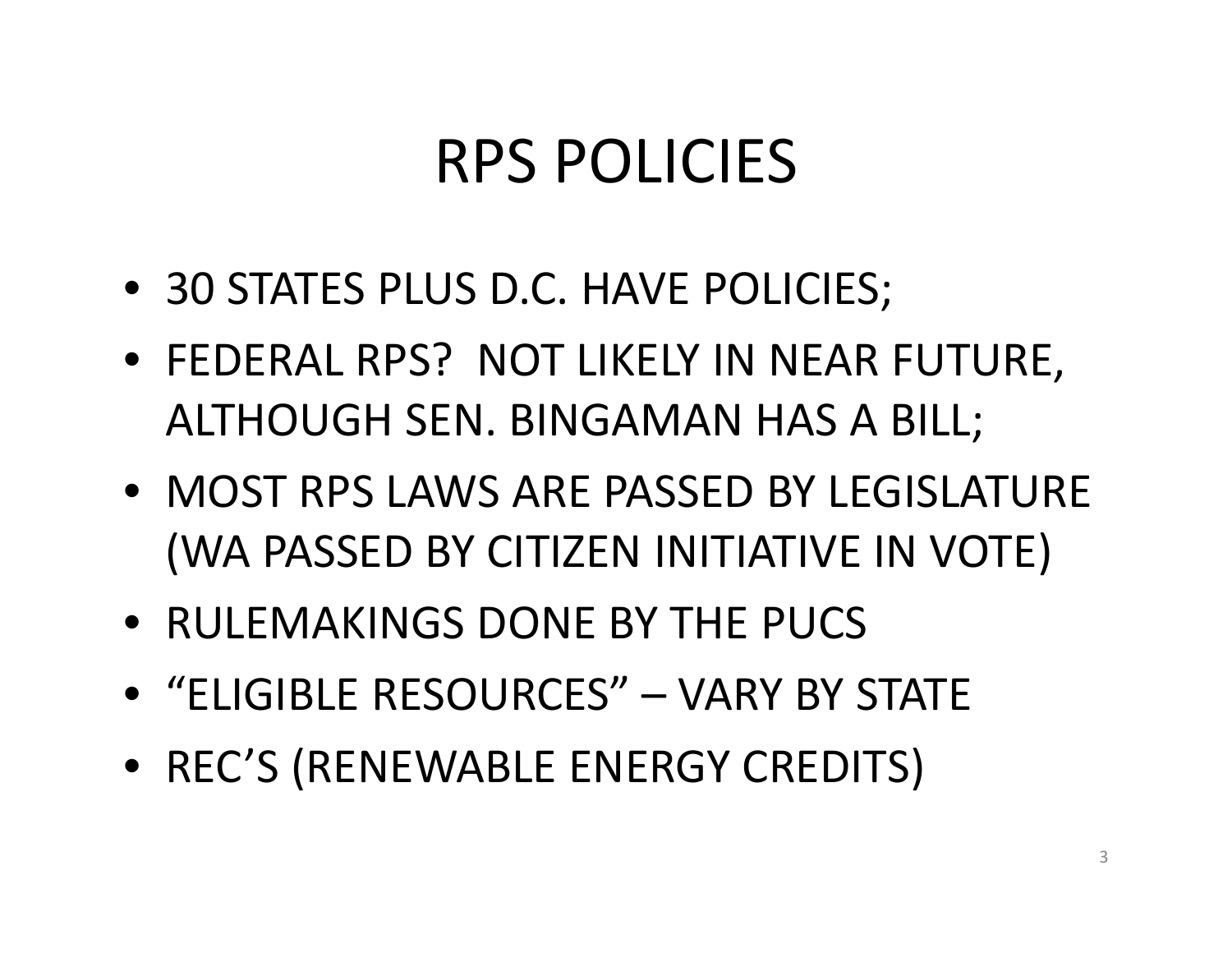# RPS POLICIES

- 30 STATES PLUS D.C. HAVE POLICIES;
- FEDERAL RPS? NOT LIKELY IN NEAR FUTURE, ALTHOUGH SEN. BINGAMAN HAS A BILL;
- MOST RPS LAWS ARE PASSED BY LEGISLATURE (WA PASSED BY CITIZEN INITIATIVE IN VOTE)
- RULEMAKINGS DONE BY THE PUCS
- "ELIGIBLE RESOURCES" – VARY BY STATE
- REC'S (RENEWABLE ENERGY CREDITS)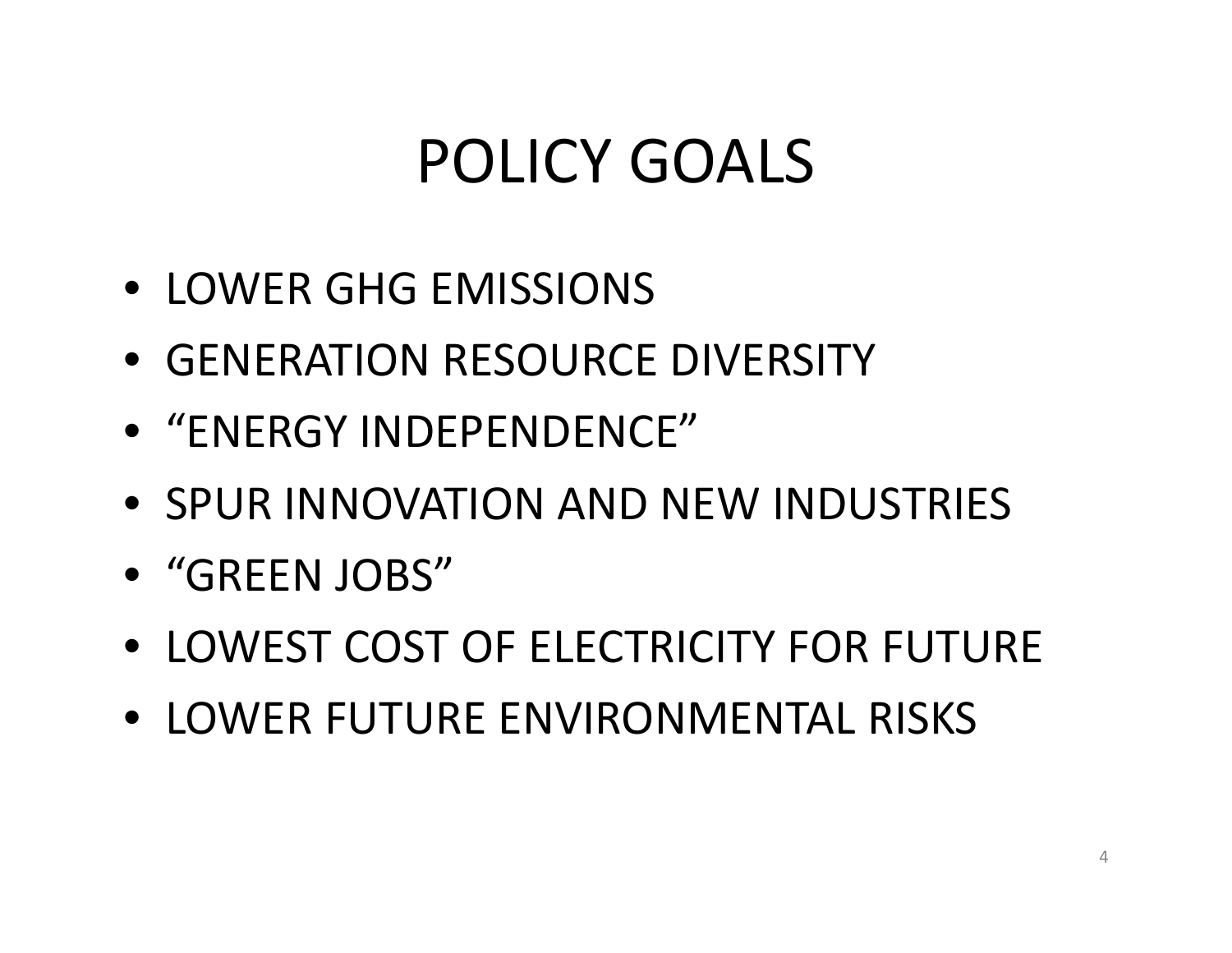# POLICY GOALS

- LOWER GHG EMISSIONS
- GENERATION RESOURCE DIVERSITY
- “ENERGY INDEPENDENCE”
- SPUR INNOVATION AND NEW INDUSTRIES
- “GREEN JOBS”
- LOWEST COST OF ELECTRICITY FOR FUTURE
- LOWER FUTURE ENVIRONMENTAL RISKS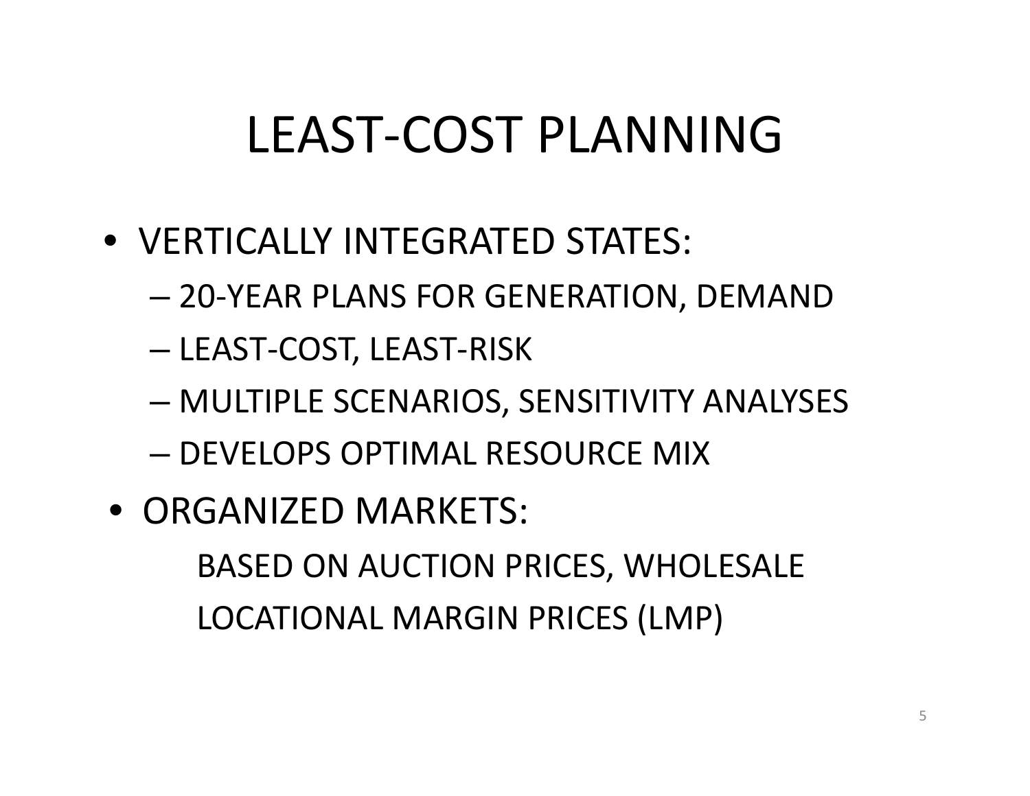# LEAST-COST PLANNING

- VERTICALLY INTEGRATED STATES:
  - 20-YEAR PLANS FOR GENERATION, DEMAND
  - LEAST-COST, LEAST-RISK
  - MULTIPLE SCENARIOS, SENSITIVITY ANALYSES
  - DEVELOPS OPTIMAL RESOURCE MIX
- ORGANIZED MARKETS:

  BASED ON AUCTION PRICES, WHOLESALE LOCATIONAL MARGIN PRICES (LMP)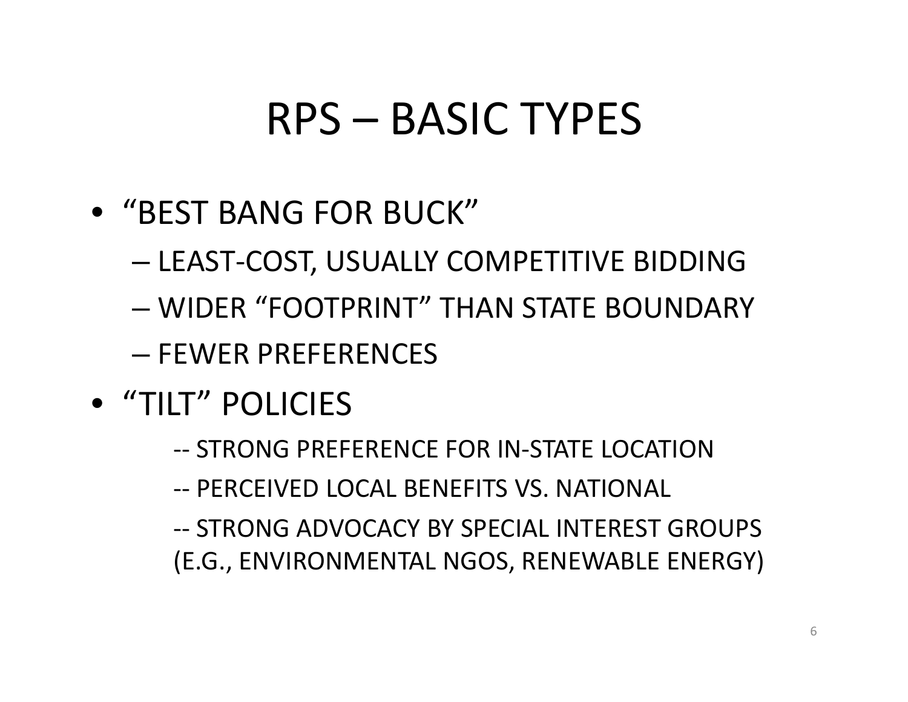# RPS – BASIC TYPES

- "BEST BANG FOR BUCK"
  - LEAST-COST, USUALLY COMPETITIVE BIDDING
  - WIDER "FOOTPRINT" THAN STATE BOUNDARY
  - FEWER PREFERENCES
- "TILT" POLICIES
  - -- STRONG PREFERENCE FOR IN-STATE LOCATION
  - -- PERCEIVED LOCAL BENEFITS VS. NATIONAL
  - -- STRONG ADVOCACY BY SPECIAL INTEREST GROUPS (E.G., ENVIRONMENTAL NGOS, RENEWABLE ENERGY)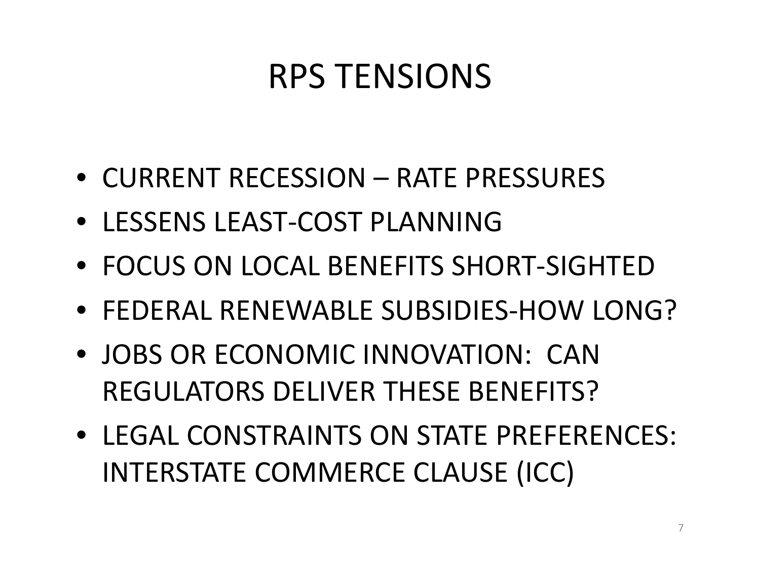# RPS TENSIONS

- CURRENT RECESSION – RATE PRESSURES
- LESSENS LEAST-COST PLANNING
- FOCUS ON LOCAL BENEFITS SHORT-SIGHTED
- FEDERAL RENEWABLE SUBSIDIES-HOW LONG?
- JOBS OR ECONOMIC INNOVATION: CAN REGULATORS DELIVER THESE BENEFITS?
- LEGAL CONSTRAINTS ON STATE PREFERENCES: INTERSTATE COMMERCE CLAUSE (ICC)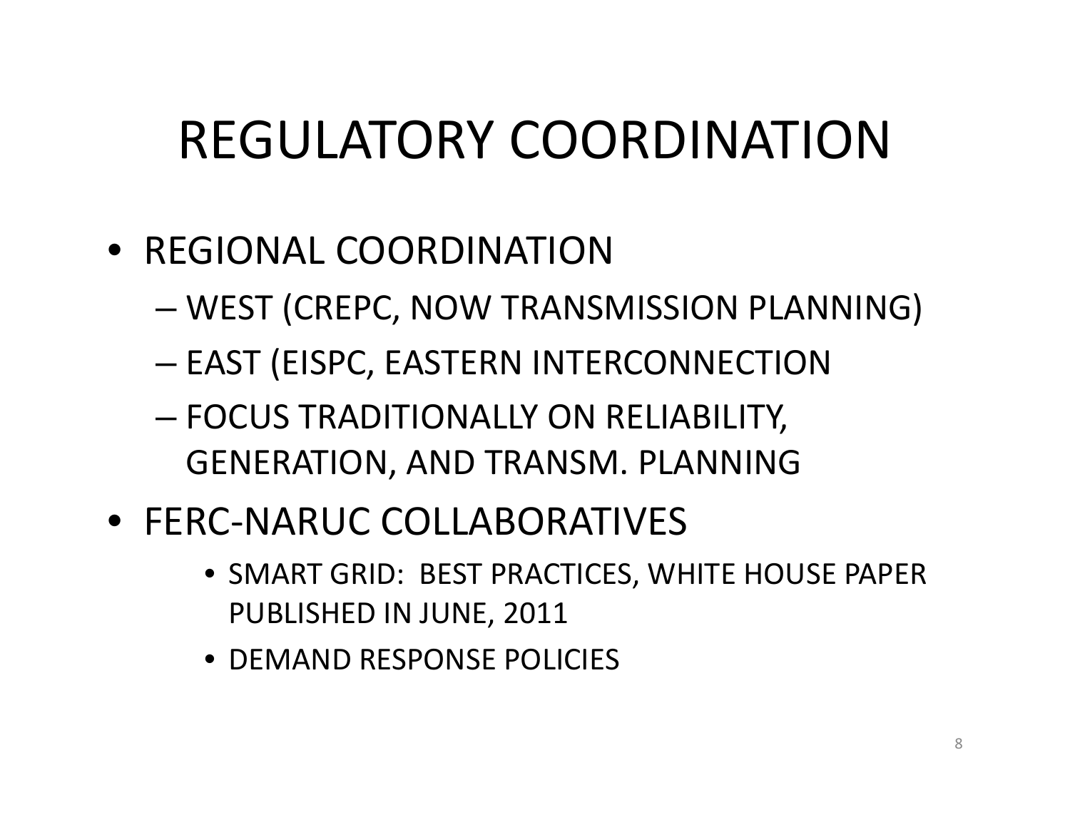# REGULATORY COORDINATION

- REGIONAL COORDINATION
  - WEST (CREPC, NOW TRANSMISSION PLANNING)
  - EAST (EISPC, EASTERN INTERCONNECTION
  - FOCUS TRADITIONALLY ON RELIABILITY, GENERATION, AND TRANSM. PLANNING
- FERC-NARUC COLLABORATIVES
  - SMART GRID: BEST PRACTICES, WHITE HOUSE PAPER PUBLISHED IN JUNE, 2011
  - DEMAND RESPONSE POLICIES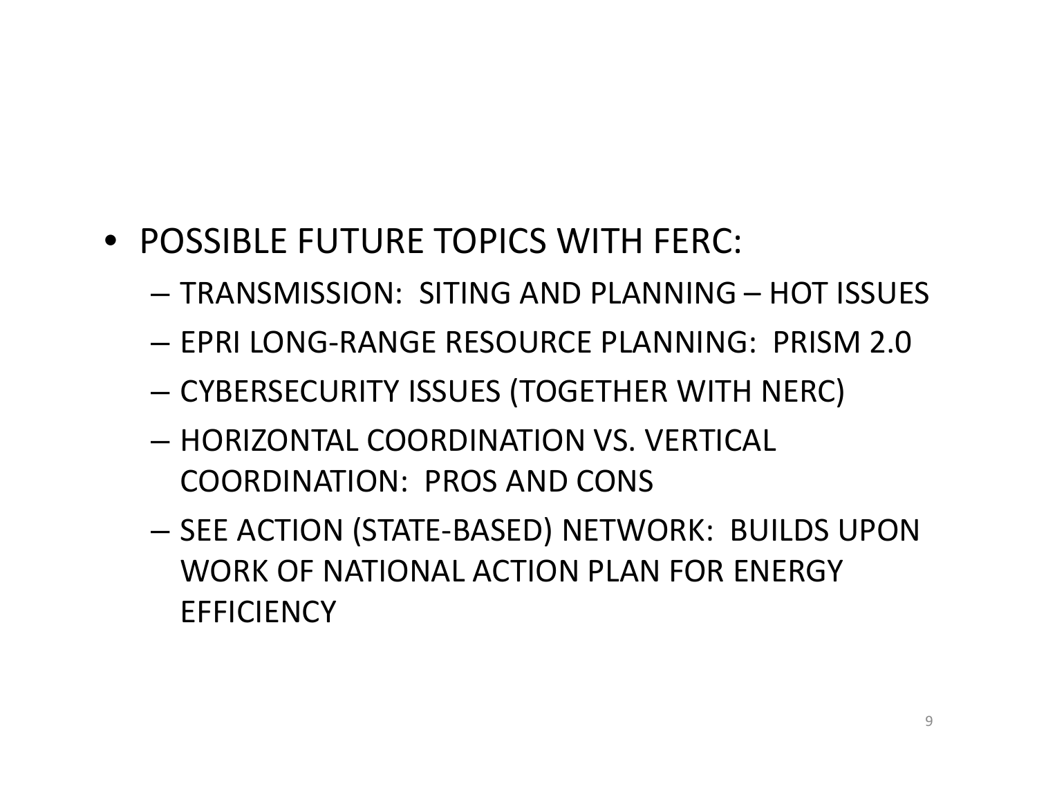- POSSIBLE FUTURE TOPICS WITH FERC:
  - TRANSMISSION: SITING AND PLANNING – HOT ISSUES
  - EPRI LONG-RANGE RESOURCE PLANNING: PRISM 2.0
  - CYBERSECURITY ISSUES (TOGETHER WITH NERC)
  - HORIZONTAL COORDINATION VS. VERTICAL COORDINATION: PROS AND CONS
  - SEE ACTION (STATE-BASED) NETWORK: BUILDS UPON WORK OF NATIONAL ACTION PLAN FOR ENERGY EFFICIENCY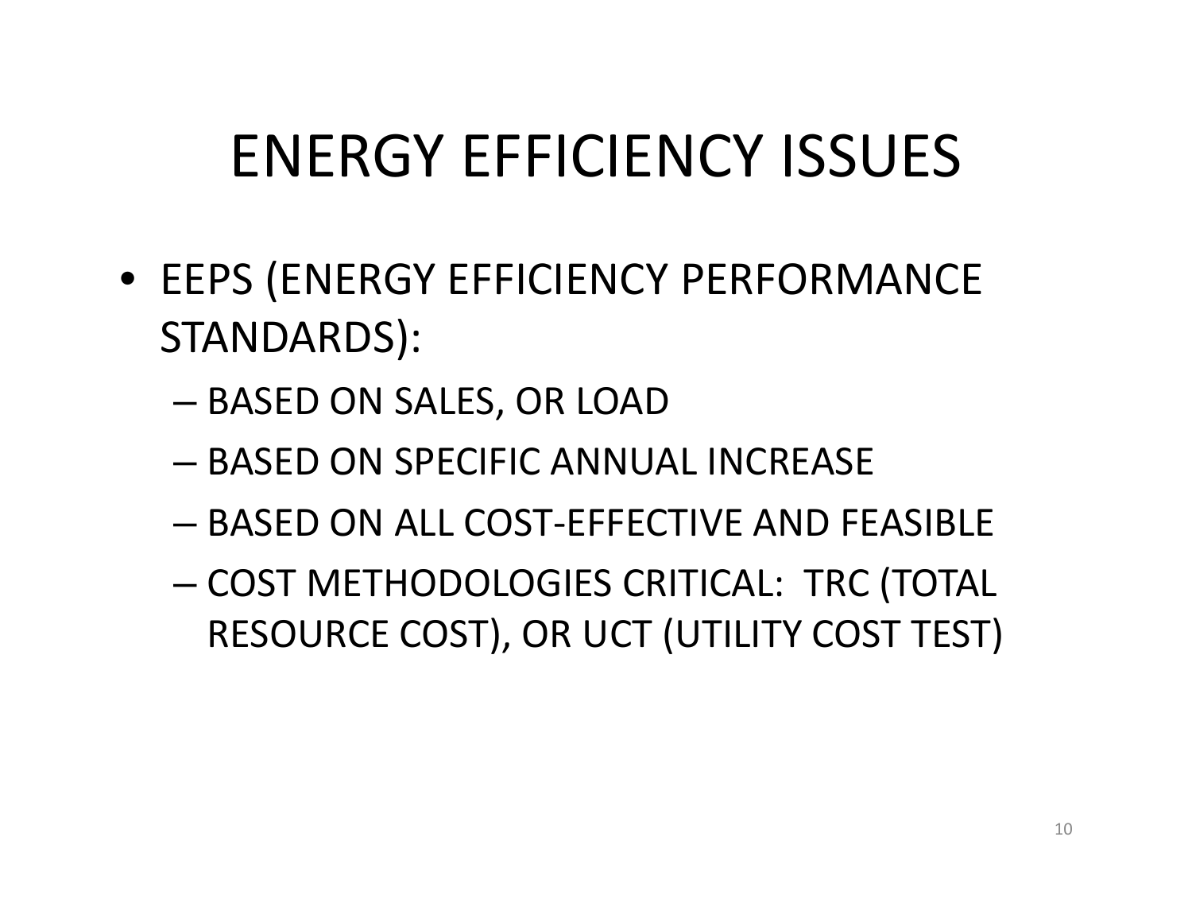# ENERGY EFFICIENCY ISSUES

- EEPS (ENERGY EFFICIENCY PERFORMANCE STANDARDS):
  - BASED ON SALES, OR LOAD
  - BASED ON SPECIFIC ANNUAL INCREASE
  - BASED ON ALL COST-EFFECTIVE AND FEASIBLE
  - COST METHODOLOGIES CRITICAL: TRC (TOTAL RESOURCE COST), OR UCT (UTILITY COST TEST)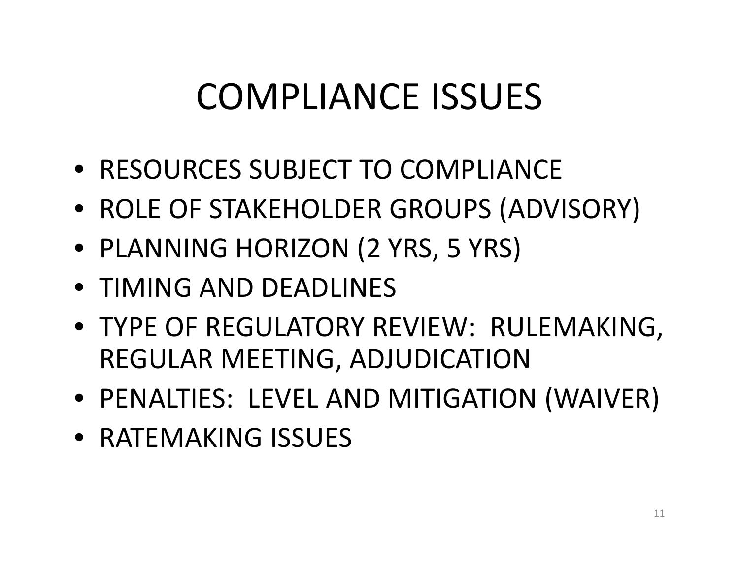# COMPLIANCE ISSUES

- RESOURCES SUBJECT TO COMPLIANCE
- ROLE OF STAKEHOLDER GROUPS (ADVISORY)
- PLANNING HORIZON (2 YRS, 5 YRS)
- TIMING AND DEADLINES
- TYPE OF REGULATORY REVIEW: RULEMAKING, REGULAR MEETING, ADJUDICATION
- PENALTIES: LEVEL AND MITIGATION (WAIVER)
- RATEMAKING ISSUES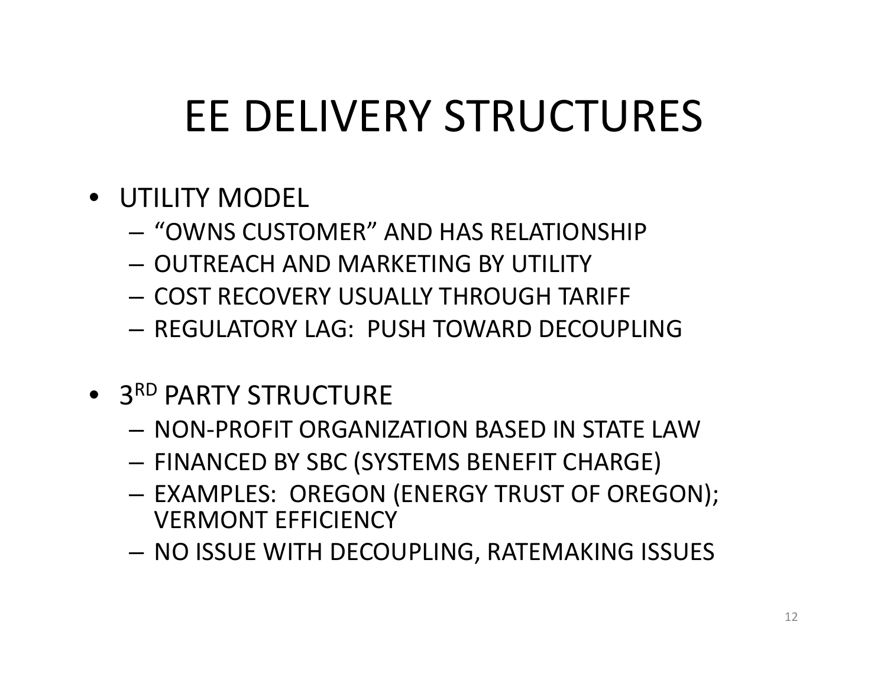# EE DELIVERY STRUCTURES

- UTILITY MODEL
  - "OWNS CUSTOMER" AND HAS RELATIONSHIP
  - OUTREACH AND MARKETING BY UTILITY
  - COST RECOVERY USUALLY THROUGH TARIFF
  - REGULATORY LAG: PUSH TOWARD DECOUPLING

- 3RD PARTY STRUCTURE
  - NON-PROFIT ORGANIZATION BASED IN STATE LAW
  - FINANCED BY SBC (SYSTEMS BENEFIT CHARGE)
  - EXAMPLES: OREGON (ENERGY TRUST OF OREGON); VERMONT EFFICIENCY
  - NO ISSUE WITH DECOUPLING, RATEMAKING ISSUES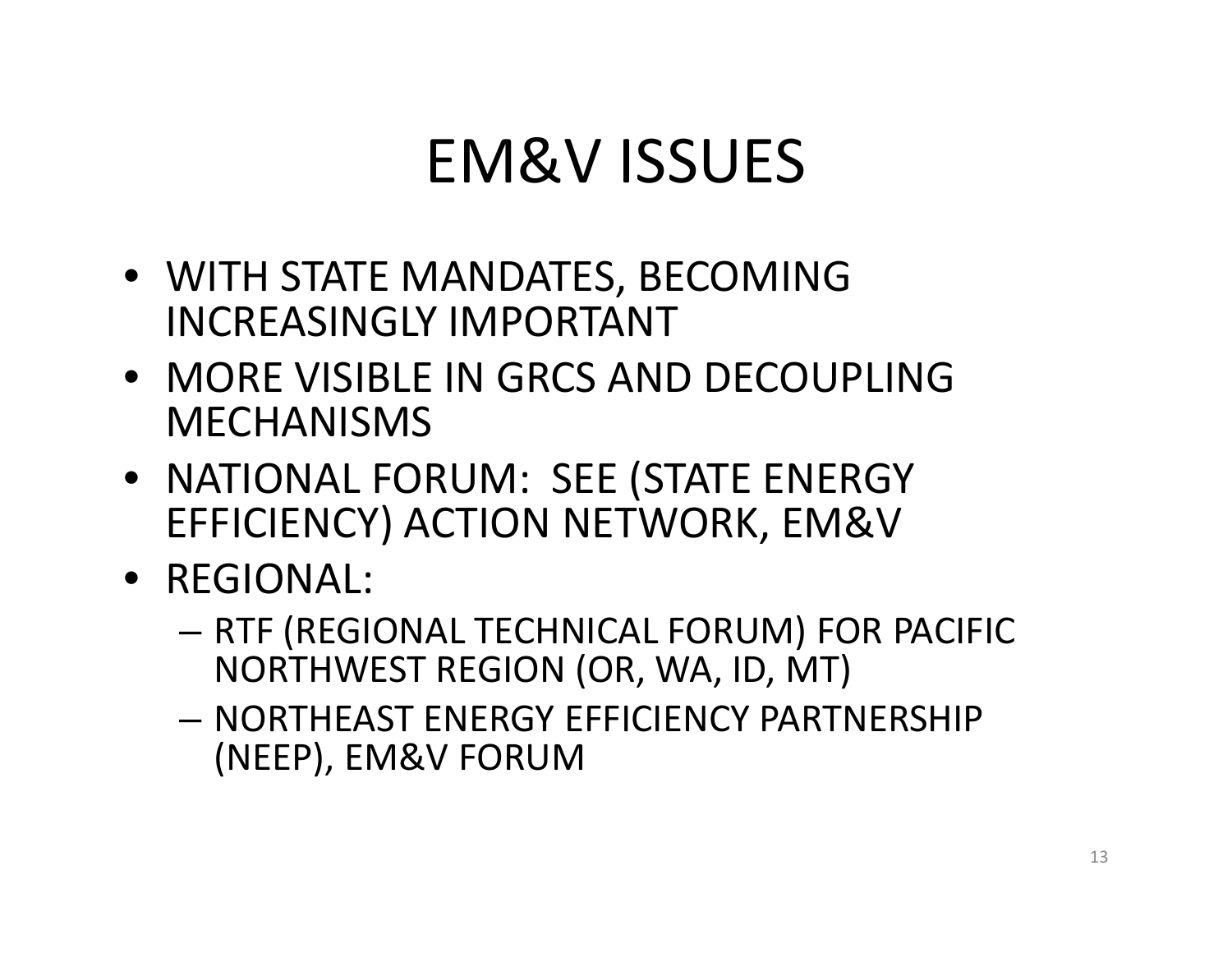# EM&V ISSUES

- WITH STATE MANDATES, BECOMING INCREASINGLY IMPORTANT
- MORE VISIBLE IN GRCS AND DECOUPLING MECHANISMS
- NATIONAL FORUM: SEE (STATE ENERGY EFFICIENCY) ACTION NETWORK, EM&V
- REGIONAL:
  - RTF (REGIONAL TECHNICAL FORUM) FOR PACIFIC NORTHWEST REGION (OR, WA, ID, MT)
  - NORTHEAST ENERGY EFFICIENCY PARTNERSHIP (NEEP), EM&V FORUM